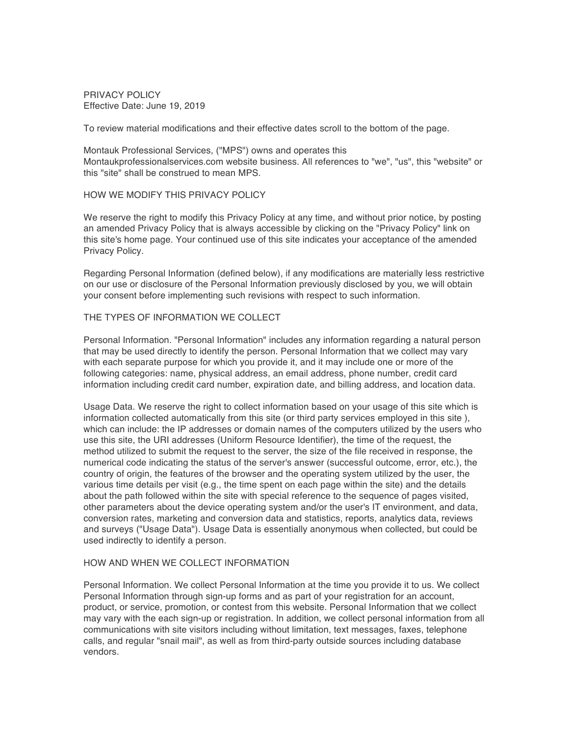# PRIVACY POLICY

Effective Date: June 19, 2019

To review material modifications and their effective dates scroll to the bottom of the page.

Montauk Professional Services, ("MPS") owns and operates this Montaukprofessionalservices.com website business. All references to "we", "us", this "website" or this "site" shall be construed to mean MPS.

## HOW WE MODIFY THIS PRIVACY POLICY

We reserve the right to modify this Privacy Policy at any time, and without prior notice, by posting an amended Privacy Policy that is always accessible by clicking on the "Privacy Policy" link on this site's home page. Your continued use of this site indicates your acceptance of the amended Privacy Policy.

Regarding Personal Information (defined below), if any modifications are materially less restrictive on our use or disclosure of the Personal Information previously disclosed by you, we will obtain your consent before implementing such revisions with respect to such information.

## THE TYPES OF INFORMATION WE COLLECT

Personal Information. "Personal Information" includes any information regarding a natural person that may be used directly to identify the person. Personal Information that we collect may vary with each separate purpose for which you provide it, and it may include one or more of the following categories: name, physical address, an email address, phone number, credit card information including credit card number, expiration date, and billing address, and location data.

Usage Data. We reserve the right to collect information based on your usage of this site which is information collected automatically from this site (or third party services employed in this site ), which can include: the IP addresses or domain names of the computers utilized by the users who use this site, the URI addresses (Uniform Resource Identifier), the time of the request, the method utilized to submit the request to the server, the size of the file received in response, the numerical code indicating the status of the server's answer (successful outcome, error, etc.), the country of origin, the features of the browser and the operating system utilized by the user, the various time details per visit (e.g., the time spent on each page within the site) and the details about the path followed within the site with special reference to the sequence of pages visited, other parameters about the device operating system and/or the user's IT environment, and data, conversion rates, marketing and conversion data and statistics, reports, analytics data, reviews and surveys ("Usage Data"). Usage Data is essentially anonymous when collected, but could be used indirectly to identify a person.

## HOW AND WHEN WE COLLECT INFORMATION

Personal Information. We collect Personal Information at the time you provide it to us. We collect Personal Information through sign-up forms and as part of your registration for an account, product, or service, promotion, or contest from this website. Personal Information that we collect may vary with the each sign-up or registration. In addition, we collect personal information from all communications with site visitors including without limitation, text messages, faxes, telephone calls, and regular "snail mail", as well as from third-party outside sources including database vendors.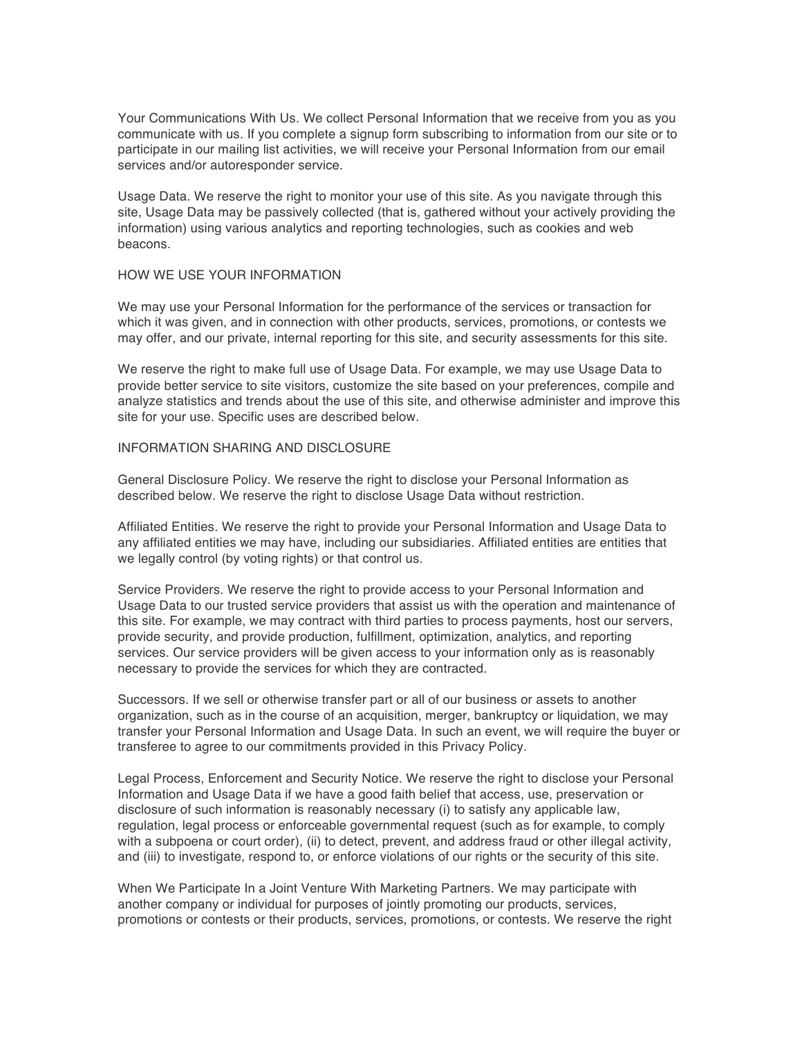Your Communications With Us. We collect Personal Information that we receive from you as you communicate with us. If you complete a signup form subscribing to information from our site or to participate in our mailing list activities, we will receive your Personal Information from our email services and/or autoresponder service.

Usage Data. We reserve the right to monitor your use of this site. As you navigate through this site, Usage Data may be passively collected (that is, gathered without your actively providing the information) using various analytics and reporting technologies, such as cookies and web beacons.

## HOW WE USE YOUR INFORMATION

We may use your Personal Information for the performance of the services or transaction for which it was given, and in connection with other products, services, promotions, or contests we may offer, and our private, internal reporting for this site, and security assessments for this site.

We reserve the right to make full use of Usage Data. For example, we may use Usage Data to provide better service to site visitors, customize the site based on your preferences, compile and analyze statistics and trends about the use of this site, and otherwise administer and improve this site for your use. Specific uses are described below.

## INFORMATION SHARING AND DISCLOSURE

General Disclosure Policy. We reserve the right to disclose your Personal Information as described below. We reserve the right to disclose Usage Data without restriction.

Affiliated Entities. We reserve the right to provide your Personal Information and Usage Data to any affiliated entities we may have, including our subsidiaries. Affiliated entities are entities that we legally control (by voting rights) or that control us.

Service Providers. We reserve the right to provide access to your Personal Information and Usage Data to our trusted service providers that assist us with the operation and maintenance of this site. For example, we may contract with third parties to process payments, host our servers, provide security, and provide production, fulfillment, optimization, analytics, and reporting services. Our service providers will be given access to your information only as is reasonably necessary to provide the services for which they are contracted.

Successors. If we sell or otherwise transfer part or all of our business or assets to another organization, such as in the course of an acquisition, merger, bankruptcy or liquidation, we may transfer your Personal Information and Usage Data. In such an event, we will require the buyer or transferee to agree to our commitments provided in this Privacy Policy.

Legal Process, Enforcement and Security Notice. We reserve the right to disclose your Personal Information and Usage Data if we have a good faith belief that access, use, preservation or disclosure of such information is reasonably necessary (i) to satisfy any applicable law, regulation, legal process or enforceable governmental request (such as for example, to comply with a subpoena or court order), (ii) to detect, prevent, and address fraud or other illegal activity, and (iii) to investigate, respond to, or enforce violations of our rights or the security of this site.

When We Participate In a Joint Venture With Marketing Partners. We may participate with another company or individual for purposes of jointly promoting our products, services, promotions or contests or their products, services, promotions, or contests. We reserve the right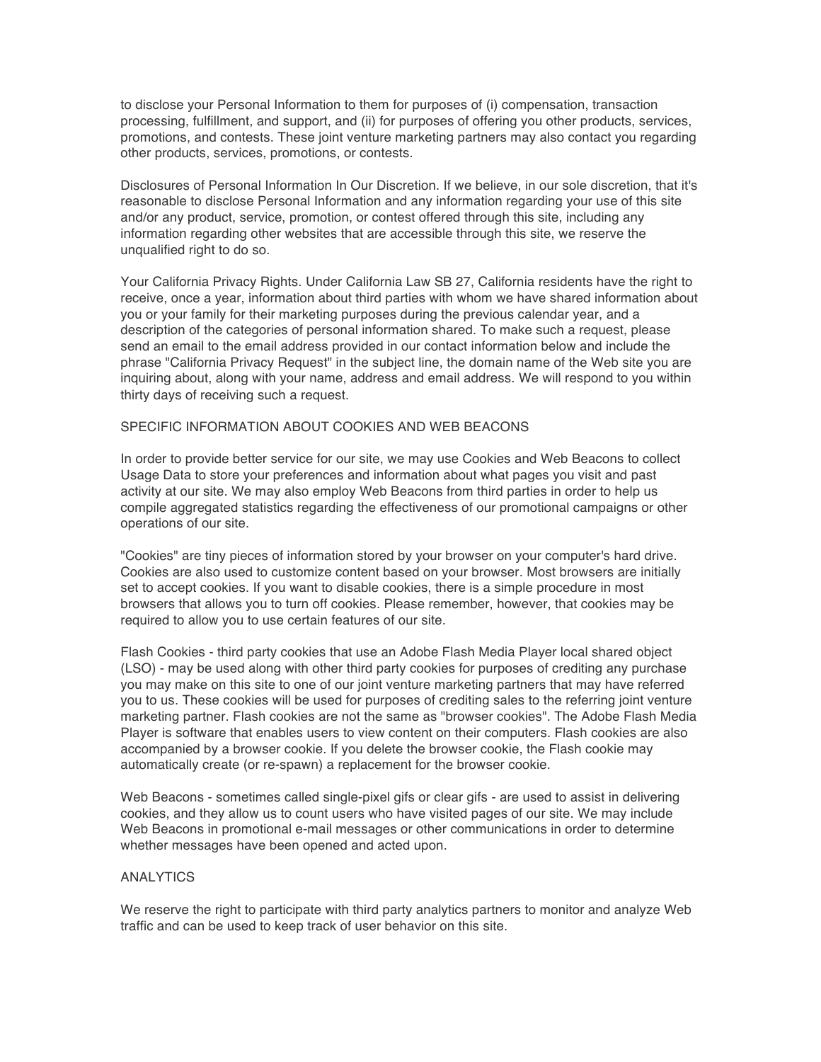to disclose your Personal Information to them for purposes of (i) compensation, transaction processing, fulfillment, and support, and (ii) for purposes of offering you other products, services, promotions, and contests. These joint venture marketing partners may also contact you regarding other products, services, promotions, or contests.

Disclosures of Personal Information In Our Discretion. If we believe, in our sole discretion, that it's reasonable to disclose Personal Information and any information regarding your use of this site and/or any product, service, promotion, or contest offered through this site, including any information regarding other websites that are accessible through this site, we reserve the unqualified right to do so.

Your California Privacy Rights. Under California Law SB 27, California residents have the right to receive, once a year, information about third parties with whom we have shared information about you or your family for their marketing purposes during the previous calendar year, and a description of the categories of personal information shared. To make such a request, please send an email to the email address provided in our contact information below and include the phrase "California Privacy Request" in the subject line, the domain name of the Web site you are inquiring about, along with your name, address and email address. We will respond to you within thirty days of receiving such a request.

SPECIFIC INFORMATION ABOUT COOKIES AND WEB BEACONS

In order to provide better service for our site, we may use Cookies and Web Beacons to collect Usage Data to store your preferences and information about what pages you visit and past activity at our site. We may also employ Web Beacons from third parties in order to help us compile aggregated statistics regarding the effectiveness of our promotional campaigns or other operations of our site.

"Cookies" are tiny pieces of information stored by your browser on your computer's hard drive. Cookies are also used to customize content based on your browser. Most browsers are initially set to accept cookies. If you want to disable cookies, there is a simple procedure in most browsers that allows you to turn off cookies. Please remember, however, that cookies may be required to allow you to use certain features of our site.

Flash Cookies - third party cookies that use an Adobe Flash Media Player local shared object (LSO) - may be used along with other third party cookies for purposes of crediting any purchase you may make on this site to one of our joint venture marketing partners that may have referred you to us. These cookies will be used for purposes of crediting sales to the referring joint venture marketing partner. Flash cookies are not the same as "browser cookies". The Adobe Flash Media Player is software that enables users to view content on their computers. Flash cookies are also accompanied by a browser cookie. If you delete the browser cookie, the Flash cookie may automatically create (or re-spawn) a replacement for the browser cookie.

Web Beacons - sometimes called single-pixel gifs or clear gifs - are used to assist in delivering cookies, and they allow us to count users who have visited pages of our site. We may include Web Beacons in promotional e-mail messages or other communications in order to determine whether messages have been opened and acted upon.

ANALYTICS

We reserve the right to participate with third party analytics partners to monitor and analyze Web traffic and can be used to keep track of user behavior on this site.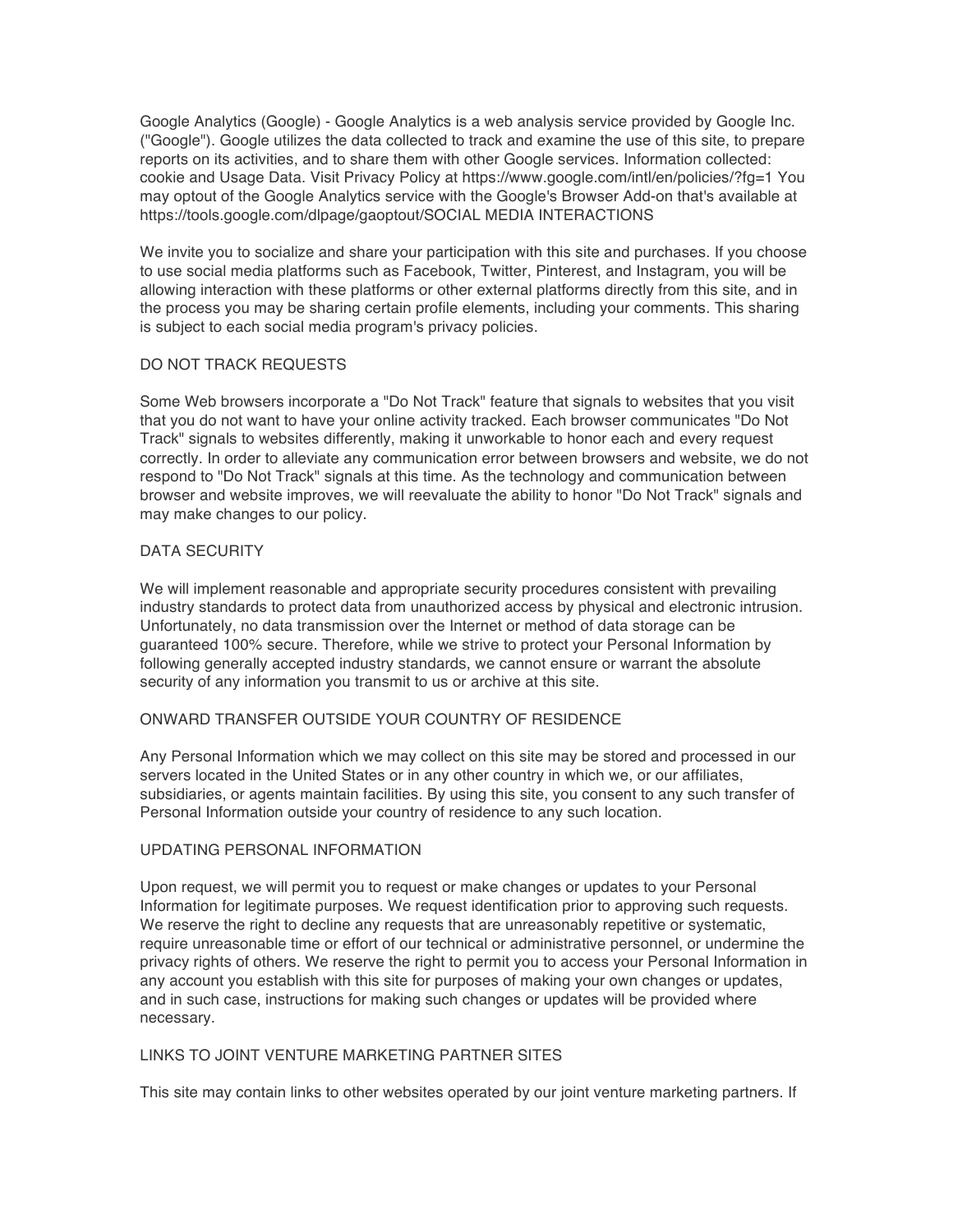Google Analytics (Google) - Google Analytics is a web analysis service provided by Google Inc. ("Google"). Google utilizes the data collected to track and examine the use of this site, to prepare reports on its activities, and to share them with other Google services. Information collected: cookie and Usage Data. Visit Privacy Policy at https://www.google.com/intl/en/policies/?fg=1 You may optout of the Google Analytics service with the Google's Browser Add-on that's available at https://tools.google.com/dlpage/gaoptout/SOCIAL MEDIA INTERACTIONS

We invite you to socialize and share your participation with this site and purchases. If you choose to use social media platforms such as Facebook, Twitter, Pinterest, and Instagram, you will be allowing interaction with these platforms or other external platforms directly from this site, and in the process you may be sharing certain profile elements, including your comments. This sharing is subject to each social media program's privacy policies.

## DO NOT TRACK REQUESTS

Some Web browsers incorporate a "Do Not Track" feature that signals to websites that you visit that you do not want to have your online activity tracked. Each browser communicates "Do Not Track" signals to websites differently, making it unworkable to honor each and every request correctly. In order to alleviate any communication error between browsers and website, we do not respond to "Do Not Track" signals at this time. As the technology and communication between browser and website improves, we will reevaluate the ability to honor "Do Not Track" signals and may make changes to our policy.

## DATA SECURITY

We will implement reasonable and appropriate security procedures consistent with prevailing industry standards to protect data from unauthorized access by physical and electronic intrusion. Unfortunately, no data transmission over the Internet or method of data storage can be guaranteed 100% secure. Therefore, while we strive to protect your Personal Information by following generally accepted industry standards, we cannot ensure or warrant the absolute security of any information you transmit to us or archive at this site.

## ONWARD TRANSFER OUTSIDE YOUR COUNTRY OF RESIDENCE

Any Personal Information which we may collect on this site may be stored and processed in our servers located in the United States or in any other country in which we, or our affiliates, subsidiaries, or agents maintain facilities. By using this site, you consent to any such transfer of Personal Information outside your country of residence to any such location.

## UPDATING PERSONAL INFORMATION

Upon request, we will permit you to request or make changes or updates to your Personal Information for legitimate purposes. We request identification prior to approving such requests. We reserve the right to decline any requests that are unreasonably repetitive or systematic, require unreasonable time or effort of our technical or administrative personnel, or undermine the privacy rights of others. We reserve the right to permit you to access your Personal Information in any account you establish with this site for purposes of making your own changes or updates, and in such case, instructions for making such changes or updates will be provided where necessary.

## LINKS TO JOINT VENTURE MARKETING PARTNER SITES

This site may contain links to other websites operated by our joint venture marketing partners. If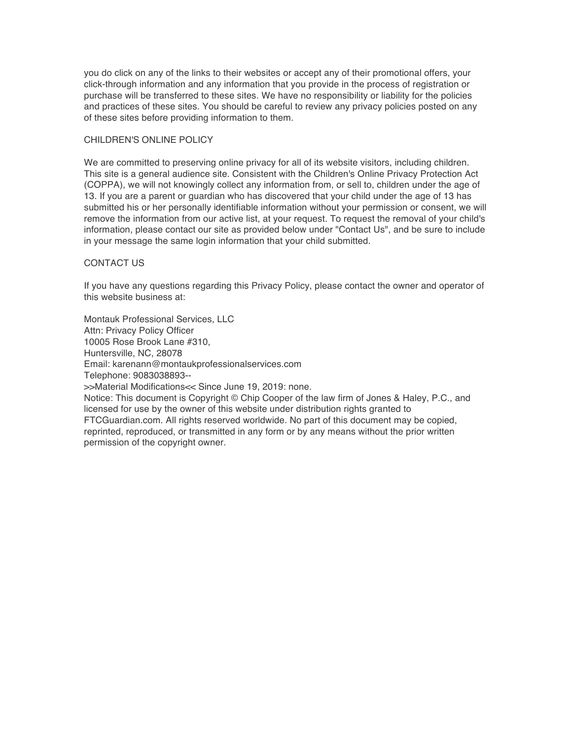you do click on any of the links to their websites or accept any of their promotional offers, your click-through information and any information that you provide in the process of registration or purchase will be transferred to these sites. We have no responsibility or liability for the policies and practices of these sites. You should be careful to review any privacy policies posted on any of these sites before providing information to them.

## CHILDREN'S ONLINE POLICY

We are committed to preserving online privacy for all of its website visitors, including children. This site is a general audience site. Consistent with the Children's Online Privacy Protection Act (COPPA), we will not knowingly collect any information from, or sell to, children under the age of 13. If you are a parent or guardian who has discovered that your child under the age of 13 has submitted his or her personally identifiable information without your permission or consent, we will remove the information from our active list, at your request. To request the removal of your child's information, please contact our site as provided below under "Contact Us", and be sure to include in your message the same login information that your child submitted.

## CONTACT US

If you have any questions regarding this Privacy Policy, please contact the owner and operator of this website business at:

Montauk Professional Services, LLC
Attn: Privacy Policy Officer
10005 Rose Brook Lane #310,
Huntersville, NC, 28078
Email: karenann@montaukprofessionalservices.com
Telephone: 9083038893--
>>Material Modifications<< Since June 19, 2019: none.
Notice: This document is Copyright © Chip Cooper of the law firm of Jones & Haley, P.C., and licensed for use by the owner of this website under distribution rights granted to FTCGuardian.com. All rights reserved worldwide. No part of this document may be copied, reprinted, reproduced, or transmitted in any form or by any means without the prior written permission of the copyright owner.